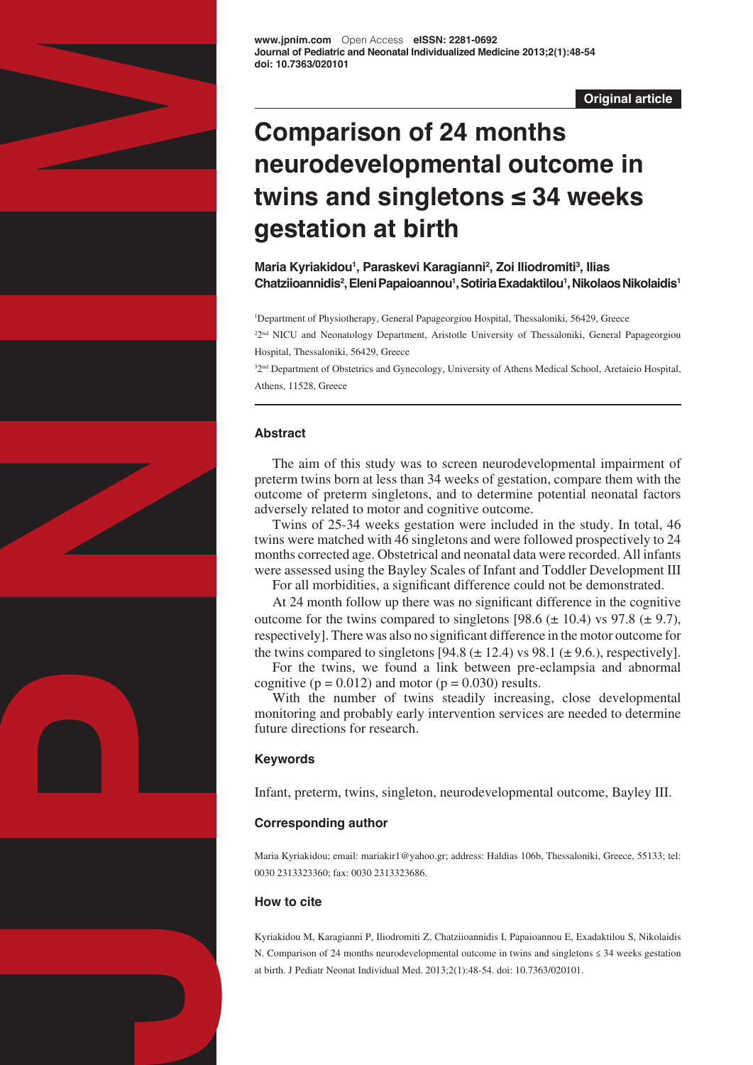www.jpnim.com Open Access eISSN: 2281-0692
Journal of Pediatric and Neonatal Individualized Medicine 2013;2(1):48-54
doi: 10.7363/020101

**Original article**

# Comparison of 24 months neurodevelopmental outcome in twins and singletons ≤ 34 weeks gestation at birth

**Maria Kyriakidou[1], Paraskevi Karagianni[2], Zoi Iliodromiti[3], Ilias Chatziioannidis[2], Eleni Papaioannou[1], Sotiria Exadaktilou[1], Nikolaos Nikolaidis[1]**

[1]Department of Physiotherapy, General Papageorgiou Hospital, Thessaloniki, 56429, Greece

[2]2nd NICU and Neonatology Department, Aristotle University of Thessaloniki, General Papageorgiou Hospital, Thessaloniki, 56429, Greece

[3]2nd Department of Obstetrics and Gynecology, University of Athens Medical School, Aretaieio Hospital, Athens, 11528, Greece

### Abstract

The aim of this study was to screen neurodevelopmental impairment of preterm twins born at less than 34 weeks of gestation, compare them with the outcome of preterm singletons, and to determine potential neonatal factors adversely related to motor and cognitive outcome.

Twins of 25-34 weeks gestation were included in the study. In total, 46 twins were matched with 46 singletons and were followed prospectively to 24 months corrected age. Obstetrical and neonatal data were recorded. All infants were assessed using the Bayley Scales of Infant and Toddler Development III

For all morbidities, a significant difference could not be demonstrated.

At 24 month follow up there was no significant difference in the cognitive outcome for the twins compared to singletons [98.6 (± 10.4) vs 97.8 (± 9.7), respectively]. There was also no significant difference in the motor outcome for the twins compared to singletons [94.8 (± 12.4) vs 98.1 (± 9.6.), respectively].

For the twins, we found a link between pre-eclampsia and abnormal cognitive ($p = 0.012$) and motor ($p = 0.030$) results.

With the number of twins steadily increasing, close developmental monitoring and probably early intervention services are needed to determine future directions for research.

### Keywords

Infant, preterm, twins, singleton, neurodevelopmental outcome, Bayley III.

### Corresponding author

Maria Kyriakidou; email: mariakir1@yahoo.gr; address: Haldias 106b, Thessaloniki, Greece, 55133; tel: 0030 2313323360; fax: 0030 2313323686.

### How to cite

Kyriakidou M, Karagianni P, Iliodromiti Z, Chatziioannidis I, Papaioannou E, Exadaktilou S, Nikolaidis N. Comparison of 24 months neurodevelopmental outcome in twins and singletons ≤ 34 weeks gestation at birth. J Pediatr Neonat Individual Med. 2013;2(1):48-54. doi: 10.7363/020101.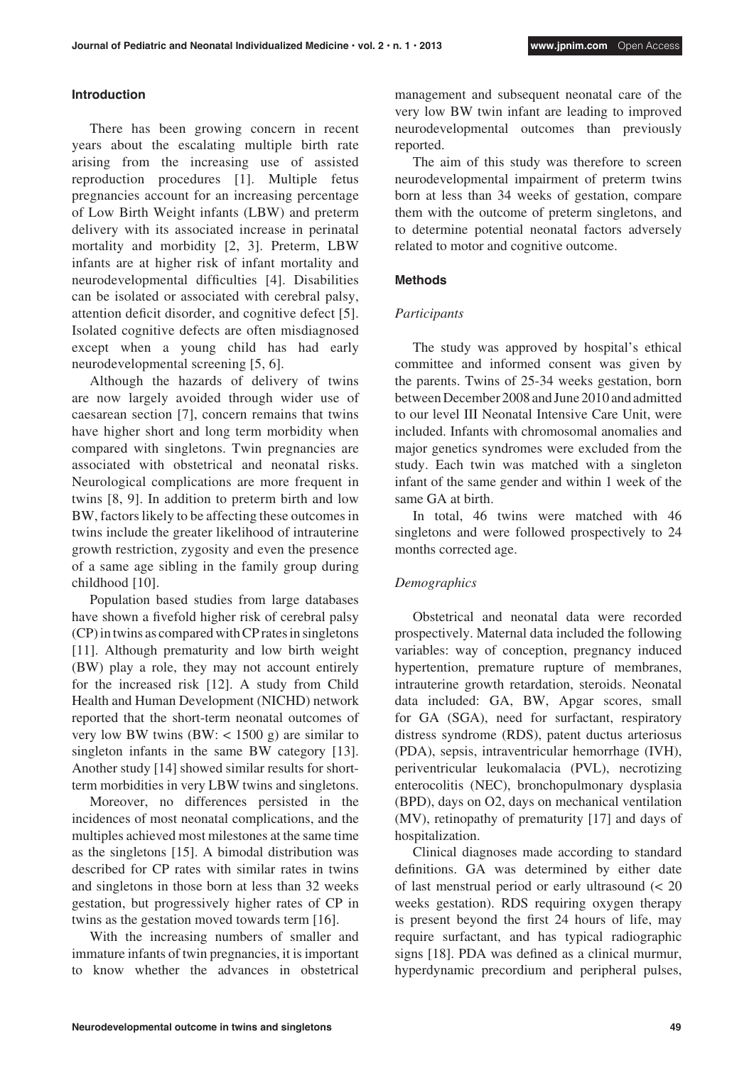## Introduction

There has been growing concern in recent years about the escalating multiple birth rate arising from the increasing use of assisted reproduction procedures [1]. Multiple fetus pregnancies account for an increasing percentage of Low Birth Weight infants (LBW) and preterm delivery with its associated increase in perinatal mortality and morbidity [2, 3]. Preterm, LBW infants are at higher risk of infant mortality and neurodevelopmental difficulties [4]. Disabilities can be isolated or associated with cerebral palsy, attention deficit disorder, and cognitive defect [5]. Isolated cognitive defects are often misdiagnosed except when a young child has had early neurodevelopmental screening [5, 6].

Although the hazards of delivery of twins are now largely avoided through wider use of caesarean section [7], concern remains that twins have higher short and long term morbidity when compared with singletons. Twin pregnancies are associated with obstetrical and neonatal risks. Neurological complications are more frequent in twins [8, 9]. In addition to preterm birth and low BW, factors likely to be affecting these outcomes in twins include the greater likelihood of intrauterine growth restriction, zygosity and even the presence of a same age sibling in the family group during childhood [10].

Population based studies from large databases have shown a fivefold higher risk of cerebral palsy (CP) in twins as compared with CP rates in singletons [11]. Although prematurity and low birth weight (BW) play a role, they may not account entirely for the increased risk [12]. A study from Child Health and Human Development (NICHD) network reported that the short-term neonatal outcomes of very low BW twins (BW: < 1500 g) are similar to singleton infants in the same BW category [13]. Another study [14] showed similar results for short-term morbidities in very LBW twins and singletons.

Moreover, no differences persisted in the incidences of most neonatal complications, and the multiples achieved most milestones at the same time as the singletons [15]. A bimodal distribution was described for CP rates with similar rates in twins and singletons in those born at less than 32 weeks gestation, but progressively higher rates of CP in twins as the gestation moved towards term [16].

With the increasing numbers of smaller and immature infants of twin pregnancies, it is important to know whether the advances in obstetrical management and subsequent neonatal care of the very low BW twin infant are leading to improved neurodevelopmental outcomes than previously reported.

The aim of this study was therefore to screen neurodevelopmental impairment of preterm twins born at less than 34 weeks of gestation, compare them with the outcome of preterm singletons, and to determine potential neonatal factors adversely related to motor and cognitive outcome.

## Methods

### *Participants*

The study was approved by hospital's ethical committee and informed consent was given by the parents. Twins of 25-34 weeks gestation, born between December 2008 and June 2010 and admitted to our level III Neonatal Intensive Care Unit, were included. Infants with chromosomal anomalies and major genetics syndromes were excluded from the study. Each twin was matched with a singleton infant of the same gender and within 1 week of the same GA at birth.

In total, 46 twins were matched with 46 singletons and were followed prospectively to 24 months corrected age.

### *Demographics*

Obstetrical and neonatal data were recorded prospectively. Maternal data included the following variables: way of conception, pregnancy induced hypertention, premature rupture of membranes, intrauterine growth retardation, steroids. Neonatal data included: GA, BW, Apgar scores, small for GA (SGA), need for surfactant, respiratory distress syndrome (RDS), patent ductus arteriosus (PDA), sepsis, intraventricular hemorrhage (IVH), periventricular leukomalacia (PVL), necrotizing enterocolitis (NEC), bronchopulmonary dysplasia (BPD), days on O2, days on mechanical ventilation (MV), retinopathy of prematurity [17] and days of hospitalization.

Clinical diagnoses made according to standard definitions. GA was determined by either date of last menstrual period or early ultrasound (< 20 weeks gestation). RDS requiring oxygen therapy is present beyond the first 24 hours of life, may require surfactant, and has typical radiographic signs [18]. PDA was defined as a clinical murmur, hyperdynamic precordium and peripheral pulses,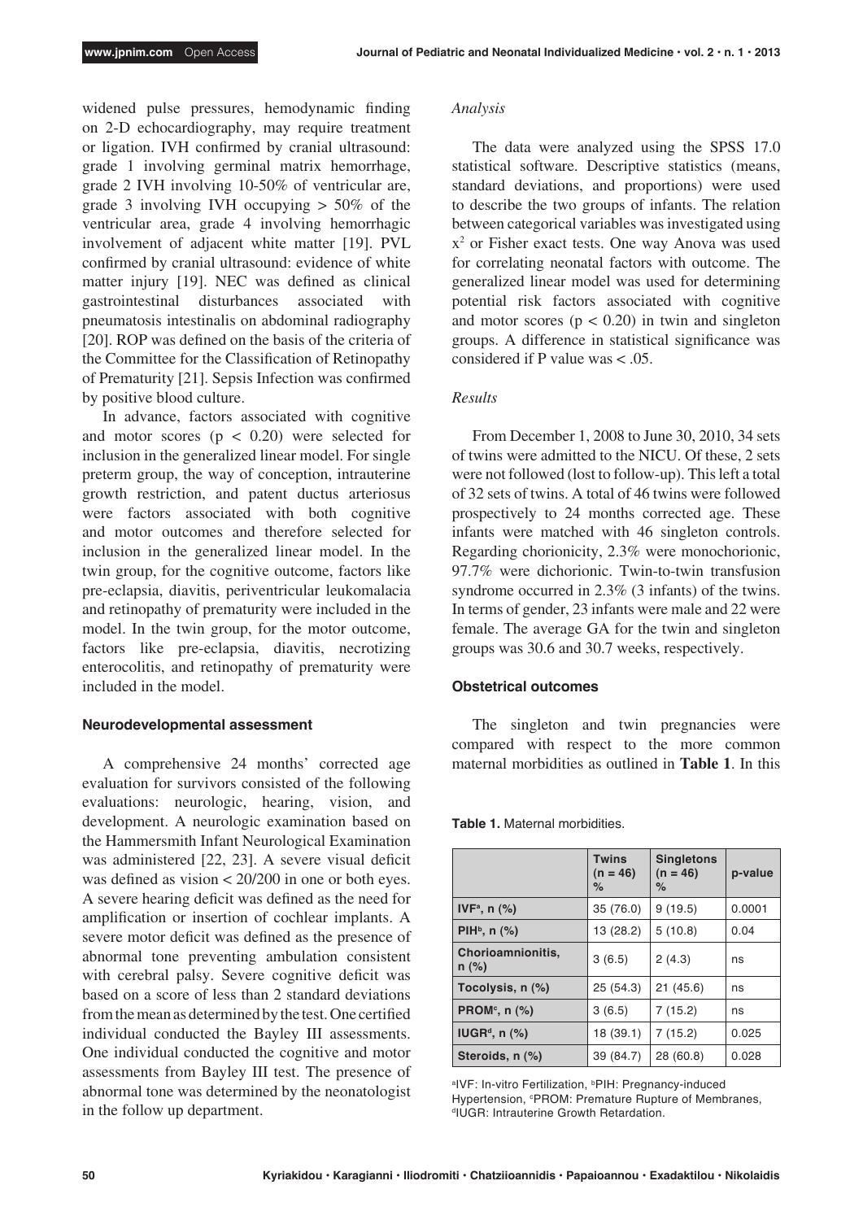widened pulse pressures, hemodynamic finding on 2-D echocardiography, may require treatment or ligation. IVH confirmed by cranial ultrasound: grade 1 involving germinal matrix hemorrhage, grade 2 IVH involving 10-50% of ventricular are, grade 3 involving IVH occupying > 50% of the ventricular area, grade 4 involving hemorrhagic involvement of adjacent white matter [19]. PVL confirmed by cranial ultrasound: evidence of white matter injury [19]. NEC was defined as clinical gastrointestinal disturbances associated with pneumatosis intestinalis on abdominal radiography [20]. ROP was defined on the basis of the criteria of the Committee for the Classification of Retinopathy of Prematurity [21]. Sepsis Infection was confirmed by positive blood culture.

In advance, factors associated with cognitive and motor scores ($p < 0.20$) were selected for inclusion in the generalized linear model. For single preterm group, the way of conception, intrauterine growth restriction, and patent ductus arteriosus were factors associated with both cognitive and motor outcomes and therefore selected for inclusion in the generalized linear model. In the twin group, for the cognitive outcome, factors like pre-eclapsia, diavitis, periventricular leukomalacia and retinopathy of prematurity were included in the model. In the twin group, for the motor outcome, factors like pre-eclapsia, diavitis, necrotizing enterocolitis, and retinopathy of prematurity were included in the model.

### Neurodevelopmental assessment

A comprehensive 24 months' corrected age evaluation for survivors consisted of the following evaluations: neurologic, hearing, vision, and development. A neurologic examination based on the Hammersmith Infant Neurological Examination was administered [22, 23]. A severe visual deficit was defined as vision < 20/200 in one or both eyes. A severe hearing deficit was defined as the need for amplification or insertion of cochlear implants. A severe motor deficit was defined as the presence of abnormal tone preventing ambulation consistent with cerebral palsy. Severe cognitive deficit was based on a score of less than 2 standard deviations from the mean as determined by the test. One certified individual conducted the Bayley III assessments. One individual conducted the cognitive and motor assessments from Bayley III test. The presence of abnormal tone was determined by the neonatologist in the follow up department.

*Analysis*

The data were analyzed using the SPSS 17.0 statistical software. Descriptive statistics (means, standard deviations, and proportions) were used to describe the two groups of infants. The relation between categorical variables was investigated using $x^2$ or Fisher exact tests. One way Anova was used for correlating neonatal factors with outcome. The generalized linear model was used for determining potential risk factors associated with cognitive and motor scores ($p < 0.20$) in twin and singleton groups. A difference in statistical significance was considered if P value was < .05.

*Results*

From December 1, 2008 to June 30, 2010, 34 sets of twins were admitted to the NICU. Of these, 2 sets were not followed (lost to follow-up). This left a total of 32 sets of twins. A total of 46 twins were followed prospectively to 24 months corrected age. These infants were matched with 46 singleton controls. Regarding chorionicity, 2.3% were monochorionic, 97.7% were dichorionic. Twin-to-twin transfusion syndrome occurred in 2.3% (3 infants) of the twins. In terms of gender, 23 infants were male and 22 were female. The average GA for the twin and singleton groups was 30.6 and 30.7 weeks, respectively.

### Obstetrical outcomes

The singleton and twin pregnancies were compared with respect to the more common maternal morbidities as outlined in **Table 1**. In this

**Table 1.** Maternal morbidities.

| | Twins (n = 46) % | Singletons (n = 46) % | p-value |
|---|---|---|---|
| IVF[a], n (%) | 35 (76.0) | 9 (19.5) | 0.0001 |
| PIH[b], n (%) | 13 (28.2) | 5 (10.8) | 0.04 |
| Chorioamnionitis, n (%) | 3 (6.5) | 2 (4.3) | ns |
| Tocolysis, n (%) | 25 (54.3) | 21 (45.6) | ns |
| PROM[c], n (%) | 3 (6.5) | 7 (15.2) | ns |
| IUGR[d], n (%) | 18 (39.1) | 7 (15.2) | 0.025 |
| Steroids, n (%) | 39 (84.7) | 28 (60.8) | 0.028 |

[a]IVF: In-vitro Fertilization, [b]PIH: Pregnancy-induced Hypertension, [c]PROM: Premature Rupture of Membranes, [d]IUGR: Intrauterine Growth Retardation.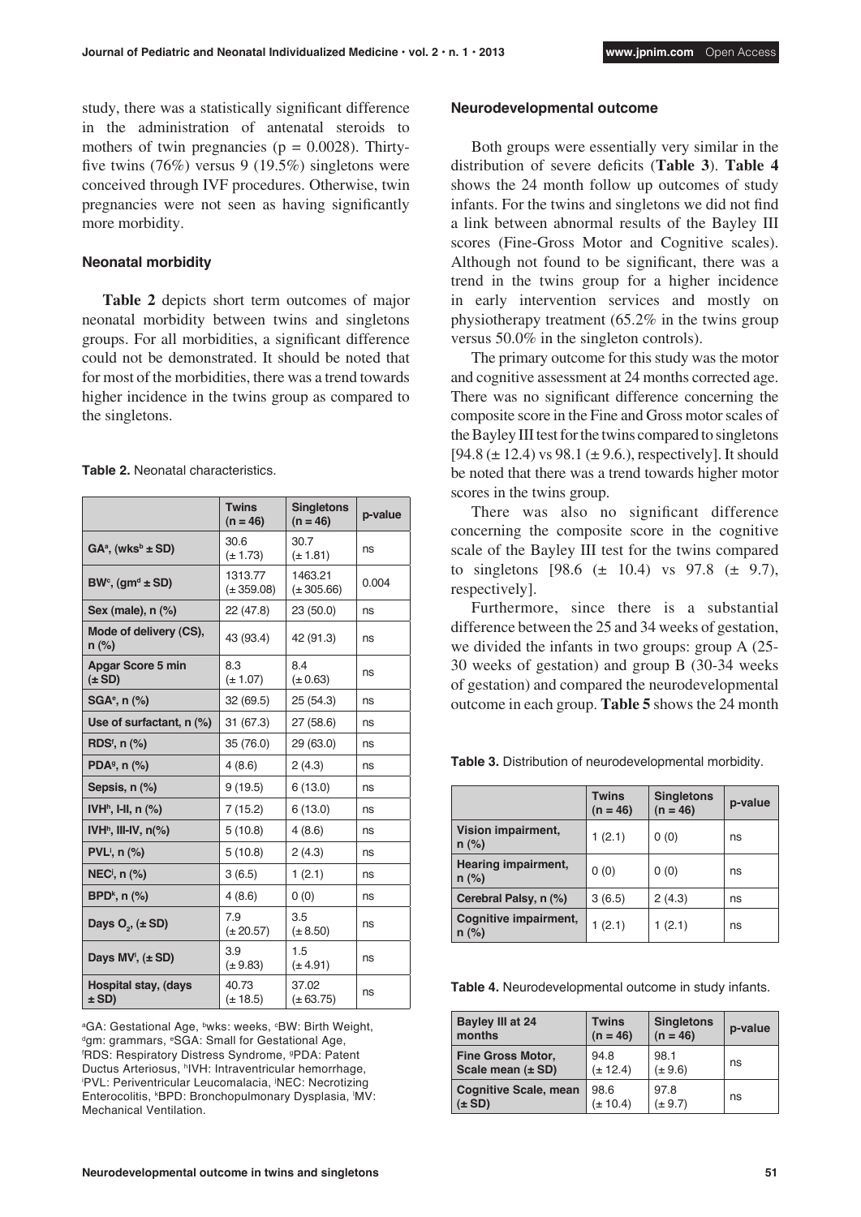study, there was a statistically significant difference in the administration of antenatal steroids to mothers of twin pregnancies ($p = 0.0028$). Thirty-five twins (76%) versus 9 (19.5%) singletons were conceived through IVF procedures. Otherwise, twin pregnancies were not seen as having significantly more morbidity.

### Neonatal morbidity

**Table 2** depicts short term outcomes of major neonatal morbidity between twins and singletons groups. For all morbidities, a significant difference could not be demonstrated. It should be noted that for most of the morbidities, there was a trend towards higher incidence in the twins group as compared to the singletons.

**Table 2.** Neonatal characteristics.

| | Twins (n = 46) | Singletons (n = 46) | p-value |
|---|---|---|---|
| GA[a], (wks[b] ± SD) | 30.6 (± 1.73) | 30.7 (± 1.81) | ns |
| BW[c], (gm[d] ± SD) | 1313.77 (± 359.08) | 1463.21 (± 305.66) | 0.004 |
| Sex (male), n (%) | 22 (47.8) | 23 (50.0) | ns |
| Mode of delivery (CS), n (%) | 43 (93.4) | 42 (91.3) | ns |
| Apgar Score 5 min (± SD) | 8.3 (± 1.07) | 8.4 (± 0.63) | ns |
| SGA[e], n (%) | 32 (69.5) | 25 (54.3) | ns |
| Use of surfactant, n (%) | 31 (67.3) | 27 (58.6) | ns |
| RDS[f], n (%) | 35 (76.0) | 29 (63.0) | ns |
| PDA[g], n (%) | 4 (8.6) | 2 (4.3) | ns |
| Sepsis, n (%) | 9 (19.5) | 6 (13.0) | ns |
| IVH[h], I-II, n (%) | 7 (15.2) | 6 (13.0) | ns |
| IVH[h], III-IV, n(%) | 5 (10.8) | 4 (8.6) | ns |
| PVL[i], n (%) | 5 (10.8) | 2 (4.3) | ns |
| NEC[j], n (%) | 3 (6.5) | 1 (2.1) | ns |
| BPD[k], n (%) | 4 (8.6) | 0 (0) | ns |
| Days $O_2$, (± SD) | 7.9 (± 20.57) | 3.5 (± 8.50) | ns |
| Days MV[l], (± SD) | 3.9 (± 9.83) | 1.5 (± 4.91) | ns |
| Hospital stay, (days ± SD) | 40.73 (± 18.5) | 37.02 (± 63.75) | ns |

[a]GA: Gestational Age, [b]wks: weeks, [c]BW: Birth Weight, [d]gm: grammars, [e]SGA: Small for Gestational Age, [f]RDS: Respiratory Distress Syndrome, [g]PDA: Patent Ductus Arteriosus, [h]IVH: Intraventricular hemorrhage, [i]PVL: Periventricular Leucomalacia, [j]NEC: Necrotizing Enterocolitis, [k]BPD: Bronchopulmonary Dysplasia, [l]MV: Mechanical Ventilation.

### Neurodevelopmental outcome

Both groups were essentially very similar in the distribution of severe deficits (**Table 3**). **Table 4** shows the 24 month follow up outcomes of study infants. For the twins and singletons we did not find a link between abnormal results of the Bayley III scores (Fine-Gross Motor and Cognitive scales). Although not found to be significant, there was a trend in the twins group for a higher incidence in early intervention services and mostly on physiotherapy treatment (65.2% in the twins group versus 50.0% in the singleton controls).

The primary outcome for this study was the motor and cognitive assessment at 24 months corrected age. There was no significant difference concerning the composite score in the Fine and Gross motor scales of the Bayley III test for the twins compared to singletons [94.8 (± 12.4) vs 98.1 (± 9.6.), respectively]. It should be noted that there was a trend towards higher motor scores in the twins group.

There was also no significant difference concerning the composite score in the cognitive scale of the Bayley III test for the twins compared to singletons [98.6 (± 10.4) vs 97.8 (± 9.7), respectively].

Furthermore, since there is a substantial difference between the 25 and 34 weeks of gestation, we divided the infants in two groups: group A (25-30 weeks of gestation) and group B (30-34 weeks of gestation) and compared the neurodevelopmental outcome in each group. **Table 5** shows the 24 month

**Table 3.** Distribution of neurodevelopmental morbidity.

| | Twins (n = 46) | Singletons (n = 46) | p-value |
|---|---|---|---|
| Vision impairment, n (%) | 1 (2.1) | 0 (0) | ns |
| Hearing impairment, n (%) | 0 (0) | 0 (0) | ns |
| Cerebral Palsy, n (%) | 3 (6.5) | 2 (4.3) | ns |
| Cognitive impairment, n (%) | 1 (2.1) | 1 (2.1) | ns |

**Table 4.** Neurodevelopmental outcome in study infants.

| Bayley III at 24 months | Twins (n = 46) | Singletons (n = 46) | p-value |
|---|---|---|---|
| Fine Gross Motor, Scale mean (± SD) | 94.8 (± 12.4) | 98.1 (± 9.6) | ns |
| Cognitive Scale, mean (± SD) | 98.6 (± 10.4) | 97.8 (± 9.7) | ns |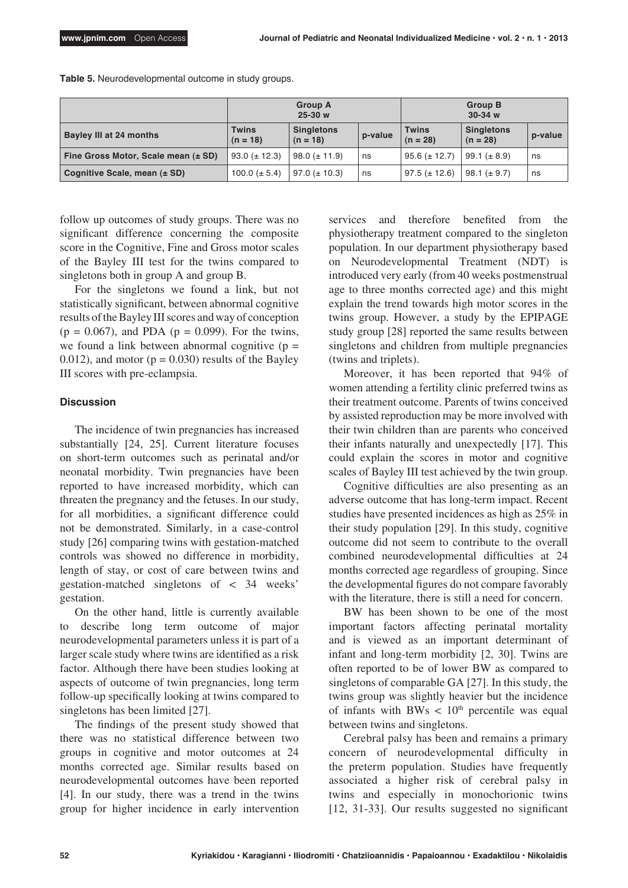**Table 5.** Neurodevelopmental outcome in study groups.

| | Group A 25-30 w | | | Group B 30-34 w | | |
|---|---|---|---|---|---|---|
| **Bayley III at 24 months** | **Twins (n = 18)** | **Singletons (n = 18)** | **p-value** | **Twins (n = 28)** | **Singletons (n = 28)** | **p-value** |
| **Fine Gross Motor, Scale mean (± SD)** | 93.0 (± 12.3) | 98.0 (± 11.9) | ns | 95.6 (± 12.7) | 99.1 (± 8.9) | ns |
| **Cognitive Scale, mean (± SD)** | 100.0 (± 5.4) | 97.0 (± 10.3) | ns | 97.5 (± 12.6) | 98.1 (± 9.7) | ns |

follow up outcomes of study groups. There was no significant difference concerning the composite score in the Cognitive, Fine and Gross motor scales of the Bayley III test for the twins compared to singletons both in group A and group B.

For the singletons we found a link, but not statistically significant, between abnormal cognitive results of the Bayley III scores and way of conception ($p = 0.067$), and PDA ($p = 0.099$). For the twins, we found a link between abnormal cognitive ($p = 0.012$), and motor ($p = 0.030$) results of the Bayley III scores with pre-eclampsia.

### Discussion

The incidence of twin pregnancies has increased substantially [24, 25]. Current literature focuses on short-term outcomes such as perinatal and/or neonatal morbidity. Twin pregnancies have been reported to have increased morbidity, which can threaten the pregnancy and the fetuses. In our study, for all morbidities, a significant difference could not be demonstrated. Similarly, in a case-control study [26] comparing twins with gestation-matched controls was showed no difference in morbidity, length of stay, or cost of care between twins and gestation-matched singletons of < 34 weeks' gestation.

On the other hand, little is currently available to describe long term outcome of major neurodevelopmental parameters unless it is part of a larger scale study where twins are identified as a risk factor. Although there have been studies looking at aspects of outcome of twin pregnancies, long term follow-up specifically looking at twins compared to singletons has been limited [27].

The findings of the present study showed that there was no statistical difference between two groups in cognitive and motor outcomes at 24 months corrected age. Similar results based on neurodevelopmental outcomes have been reported [4]. In our study, there was a trend in the twins group for higher incidence in early intervention services and therefore benefited from the physiotherapy treatment compared to the singleton population. In our department physiotherapy based on Neurodevelopmental Treatment (NDT) is introduced very early (from 40 weeks postmenstrual age to three months corrected age) and this might explain the trend towards high motor scores in the twins group. However, a study by the EPIPAGE study group [28] reported the same results between singletons and children from multiple pregnancies (twins and triplets).

Moreover, it has been reported that 94% of women attending a fertility clinic preferred twins as their treatment outcome. Parents of twins conceived by assisted reproduction may be more involved with their twin children than are parents who conceived their infants naturally and unexpectedly [17]. This could explain the scores in motor and cognitive scales of Bayley III test achieved by the twin group.

Cognitive difficulties are also presenting as an adverse outcome that has long-term impact. Recent studies have presented incidences as high as 25% in their study population [29]. In this study, cognitive outcome did not seem to contribute to the overall combined neurodevelopmental difficulties at 24 months corrected age regardless of grouping. Since the developmental figures do not compare favorably with the literature, there is still a need for concern.

BW has been shown to be one of the most important factors affecting perinatal mortality and is viewed as an important determinant of infant and long-term morbidity [2, 30]. Twins are often reported to be of lower BW as compared to singletons of comparable GA [27]. In this study, the twins group was slightly heavier but the incidence of infants with BWs < $10^{th}$ percentile was equal between twins and singletons.

Cerebral palsy has been and remains a primary concern of neurodevelopmental difficulty in the preterm population. Studies have frequently associated a higher risk of cerebral palsy in twins and especially in monochorionic twins [12, 31-33]. Our results suggested no significant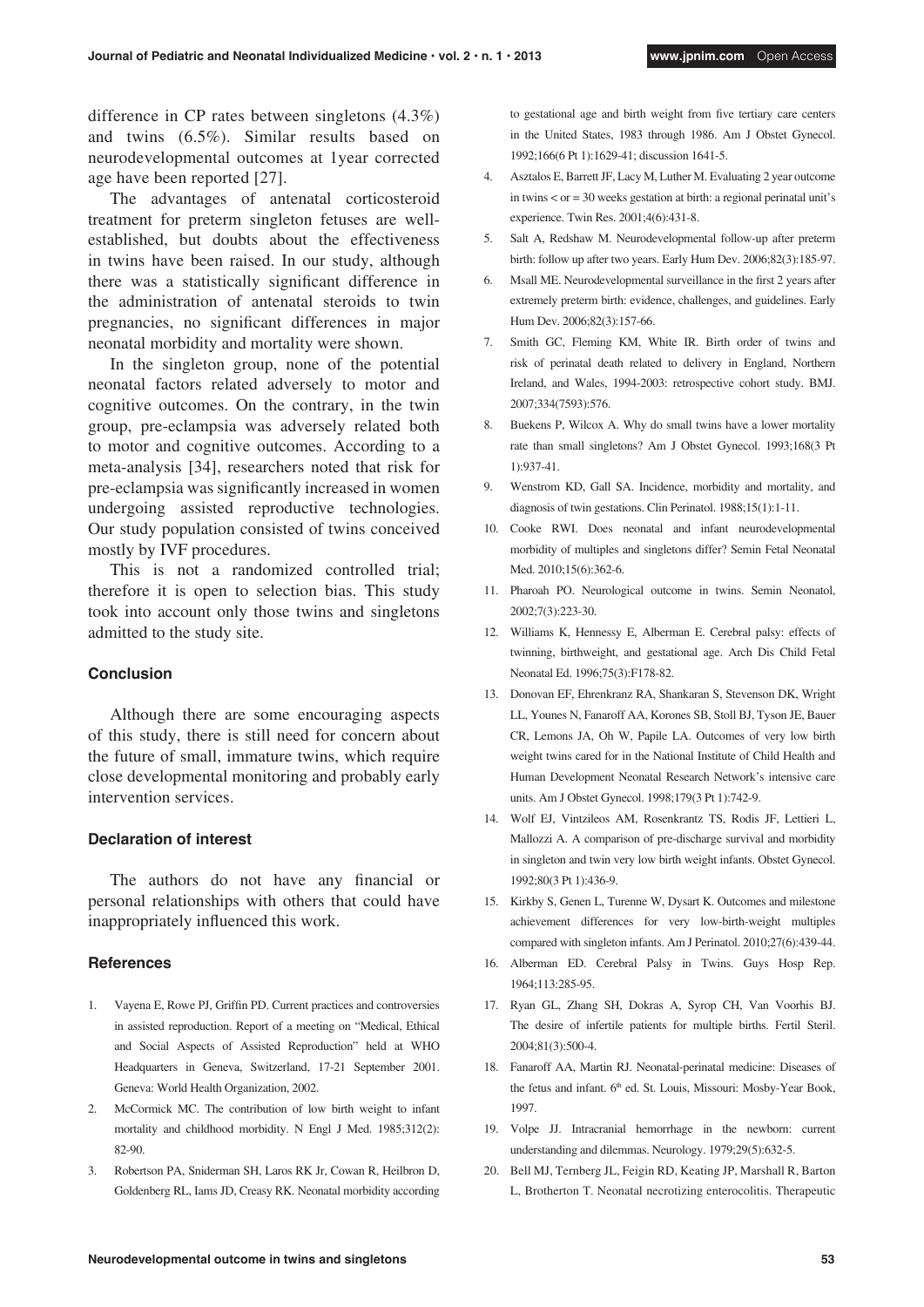difference in CP rates between singletons (4.3%) and twins (6.5%). Similar results based on neurodevelopmental outcomes at 1year corrected age have been reported [27].

The advantages of antenatal corticosteroid treatment for preterm singleton fetuses are well-established, but doubts about the effectiveness in twins have been raised. In our study, although there was a statistically significant difference in the administration of antenatal steroids to twin pregnancies, no significant differences in major neonatal morbidity and mortality were shown.

In the singleton group, none of the potential neonatal factors related adversely to motor and cognitive outcomes. On the contrary, in the twin group, pre-eclampsia was adversely related both to motor and cognitive outcomes. According to a meta-analysis [34], researchers noted that risk for pre-eclampsia was significantly increased in women undergoing assisted reproductive technologies. Our study population consisted of twins conceived mostly by IVF procedures.

This is not a randomized controlled trial; therefore it is open to selection bias. This study took into account only those twins and singletons admitted to the study site.

### Conclusion

Although there are some encouraging aspects of this study, there is still need for concern about the future of small, immature twins, which require close developmental monitoring and probably early intervention services.

### Declaration of interest

The authors do not have any financial or personal relationships with others that could have inappropriately influenced this work.

### References

1. Vayena E, Rowe PJ, Griffin PD. Current practices and controversies in assisted reproduction. Report of a meeting on "Medical, Ethical and Social Aspects of Assisted Reproduction" held at WHO Headquarters in Geneva, Switzerland, 17-21 September 2001. Geneva: World Health Organization, 2002.
2. McCormick MC. The contribution of low birth weight to infant mortality and childhood morbidity. N Engl J Med. 1985;312(2): 82-90.
3. Robertson PA, Sniderman SH, Laros RK Jr, Cowan R, Heilbron D, Goldenberg RL, Iams JD, Creasy RK. Neonatal morbidity according to gestational age and birth weight from five tertiary care centers in the United States, 1983 through 1986. Am J Obstet Gynecol. 1992;166(6 Pt 1):1629-41; discussion 1641-5.
4. Asztalos E, Barrett JF, Lacy M, Luther M. Evaluating 2 year outcome in twins < or = 30 weeks gestation at birth: a regional perinatal unit's experience. Twin Res. 2001;4(6):431-8.
5. Salt A, Redshaw M. Neurodevelopmental follow-up after preterm birth: follow up after two years. Early Hum Dev. 2006;82(3):185-97.
6. Msall ME. Neurodevelopmental surveillance in the first 2 years after extremely preterm birth: evidence, challenges, and guidelines. Early Hum Dev. 2006;82(3):157-66.
7. Smith GC, Fleming KM, White IR. Birth order of twins and risk of perinatal death related to delivery in England, Northern Ireland, and Wales, 1994-2003: retrospective cohort study. BMJ. 2007;334(7593):576.
8. Buekens P, Wilcox A. Why do small twins have a lower mortality rate than small singletons? Am J Obstet Gynecol. 1993;168(3 Pt 1):937-41.
9. Wenstrom KD, Gall SA. Incidence, morbidity and mortality, and diagnosis of twin gestations. Clin Perinatol. 1988;15(1):1-11.
10. Cooke RWI. Does neonatal and infant neurodevelopmental morbidity of multiples and singletons differ? Semin Fetal Neonatal Med. 2010;15(6):362-6.
11. Pharoah PO. Neurological outcome in twins. Semin Neonatol, 2002;7(3):223-30.
12. Williams K, Hennessy E, Alberman E. Cerebral palsy: effects of twinning, birthweight, and gestational age. Arch Dis Child Fetal Neonatal Ed. 1996;75(3):F178-82.
13. Donovan EF, Ehrenkranz RA, Shankaran S, Stevenson DK, Wright LL, Younes N, Fanaroff AA, Korones SB, Stoll BJ, Tyson JE, Bauer CR, Lemons JA, Oh W, Papile LA. Outcomes of very low birth weight twins cared for in the National Institute of Child Health and Human Development Neonatal Research Network's intensive care units. Am J Obstet Gynecol. 1998;179(3 Pt 1):742-9.
14. Wolf EJ, Vintzileos AM, Rosenkrantz TS, Rodis JF, Lettieri L, Mallozzi A. A comparison of pre-discharge survival and morbidity in singleton and twin very low birth weight infants. Obstet Gynecol. 1992;80(3 Pt 1):436-9.
15. Kirkby S, Genen L, Turenne W, Dysart K. Outcomes and milestone achievement differences for very low-birth-weight multiples compared with singleton infants. Am J Perinatol. 2010;27(6):439-44.
16. Alberman ED. Cerebral Palsy in Twins. Guys Hosp Rep. 1964;113:285-95.
17. Ryan GL, Zhang SH, Dokras A, Syrop CH, Van Voorhis BJ. The desire of infertile patients for multiple births. Fertil Steril. 2004;81(3):500-4.
18. Fanaroff AA, Martin RJ. Neonatal-perinatal medicine: Diseases of the fetus and infant. 6th ed. St. Louis, Missouri: Mosby-Year Book, 1997.
19. Volpe JJ. Intracranial hemorrhage in the newborn: current understanding and dilemmas. Neurology. 1979;29(5):632-5.
20. Bell MJ, Ternberg JL, Feigin RD, Keating JP, Marshall R, Barton L, Brotherton T. Neonatal necrotizing enterocolitis. Therapeutic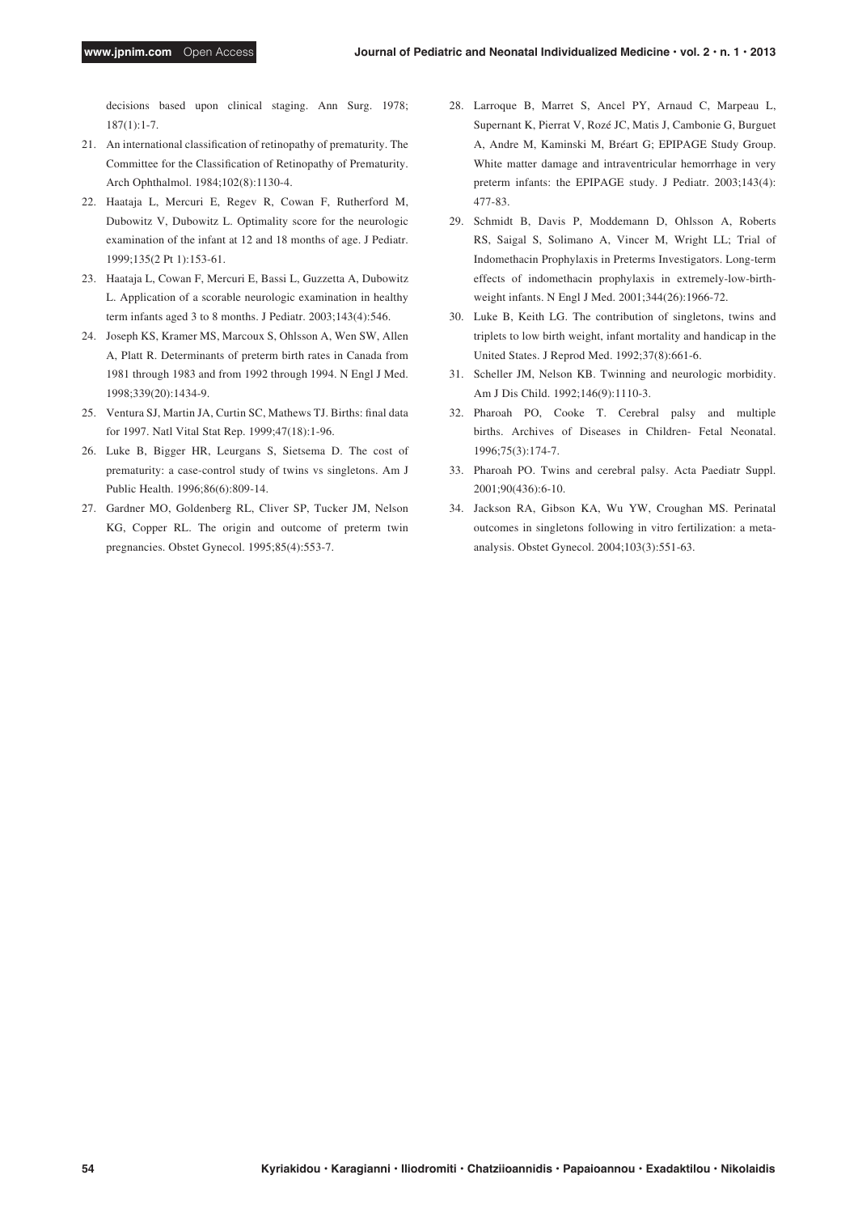decisions based upon clinical staging. Ann Surg. 1978; 187(1):1-7.

21. An international classification of retinopathy of prematurity. The Committee for the Classification of Retinopathy of Prematurity. Arch Ophthalmol. 1984;102(8):1130-4.
22. Haataja L, Mercuri E, Regev R, Cowan F, Rutherford M, Dubowitz V, Dubowitz L. Optimality score for the neurologic examination of the infant at 12 and 18 months of age. J Pediatr. 1999;135(2 Pt 1):153-61.
23. Haataja L, Cowan F, Mercuri E, Bassi L, Guzzetta A, Dubowitz L. Application of a scorable neurologic examination in healthy term infants aged 3 to 8 months. J Pediatr. 2003;143(4):546.
24. Joseph KS, Kramer MS, Marcoux S, Ohlsson A, Wen SW, Allen A, Platt R. Determinants of preterm birth rates in Canada from 1981 through 1983 and from 1992 through 1994. N Engl J Med. 1998;339(20):1434-9.
25. Ventura SJ, Martin JA, Curtin SC, Mathews TJ. Births: final data for 1997. Natl Vital Stat Rep. 1999;47(18):1-96.
26. Luke B, Bigger HR, Leurgans S, Sietsema D. The cost of prematurity: a case-control study of twins vs singletons. Am J Public Health. 1996;86(6):809-14.
27. Gardner MO, Goldenberg RL, Cliver SP, Tucker JM, Nelson KG, Copper RL. The origin and outcome of preterm twin pregnancies. Obstet Gynecol. 1995;85(4):553-7.
28. Larroque B, Marret S, Ancel PY, Arnaud C, Marpeau L, Supernant K, Pierrat V, Rozé JC, Matis J, Cambonie G, Burguet A, Andre M, Kaminski M, Bréart G; EPIPAGE Study Group. White matter damage and intraventricular hemorrhage in very preterm infants: the EPIPAGE study. J Pediatr. 2003;143(4): 477-83.
29. Schmidt B, Davis P, Moddemann D, Ohlsson A, Roberts RS, Saigal S, Solimano A, Vincer M, Wright LL; Trial of Indomethacin Prophylaxis in Preterms Investigators. Long-term effects of indomethacin prophylaxis in extremely-low-birth-weight infants. N Engl J Med. 2001;344(26):1966-72.
30. Luke B, Keith LG. The contribution of singletons, twins and triplets to low birth weight, infant mortality and handicap in the United States. J Reprod Med. 1992;37(8):661-6.
31. Scheller JM, Nelson KB. Twinning and neurologic morbidity. Am J Dis Child. 1992;146(9):1110-3.
32. Pharoah PO, Cooke T. Cerebral palsy and multiple births. Archives of Diseases in Children- Fetal Neonatal. 1996;75(3):174-7.
33. Pharoah PO. Twins and cerebral palsy. Acta Paediatr Suppl. 2001;90(436):6-10.
34. Jackson RA, Gibson KA, Wu YW, Croughan MS. Perinatal outcomes in singletons following in vitro fertilization: a meta-analysis. Obstet Gynecol. 2004;103(3):551-63.